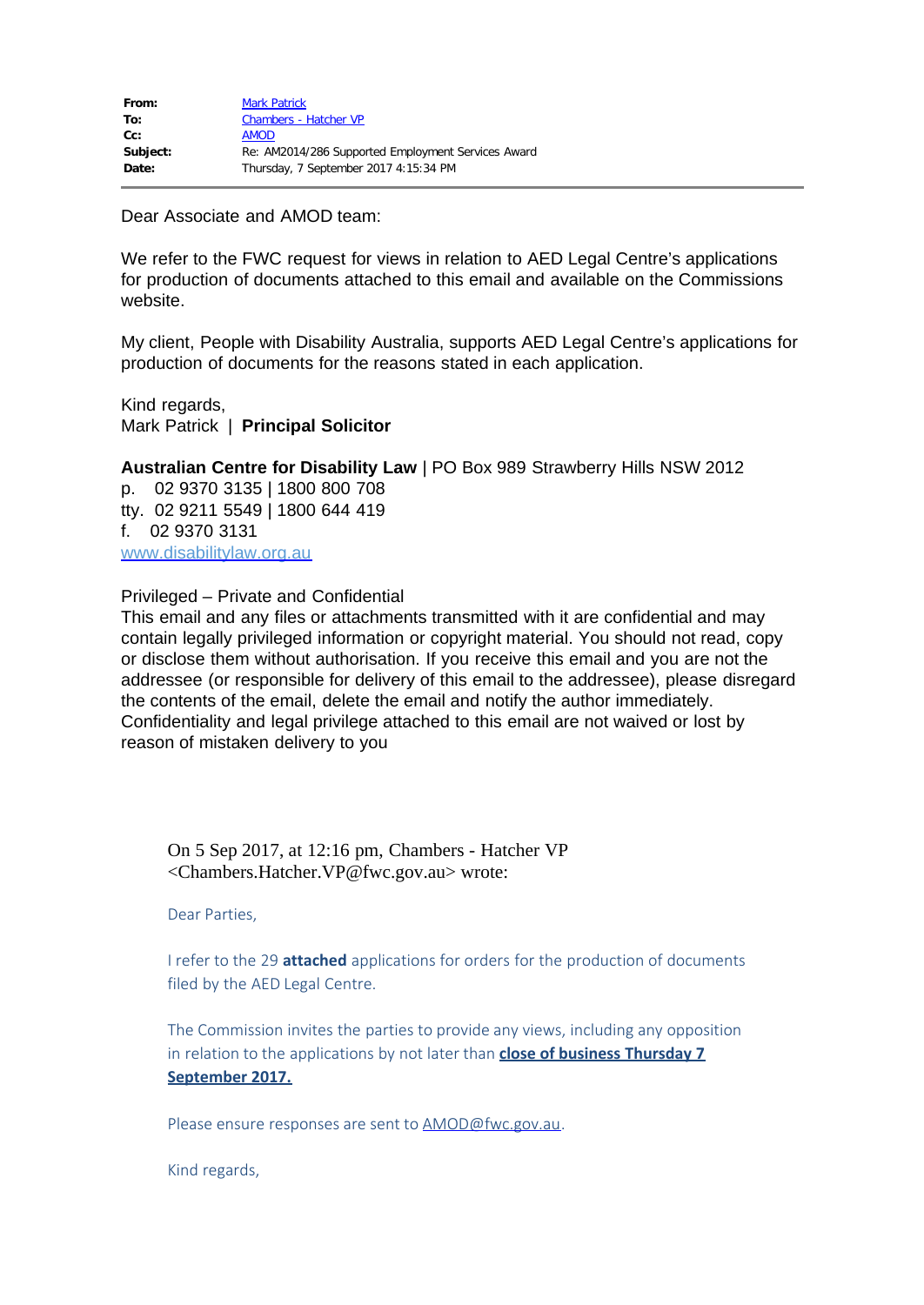**From:** Mark Patrick
**To:** Chambers - Hatcher VP
**Cc:** AMOD
**Subject:** Re: AM2014/286 Supported Employment Services Award
**Date:** Thursday, 7 September 2017 4:15:34 PM

---

Dear Associate and AMOD team:

We refer to the FWC request for views in relation to AED Legal Centre's applications for production of documents attached to this email and available on the Commissions website.

My client, People with Disability Australia, supports AED Legal Centre's applications for production of documents for the reasons stated in each application.

Kind regards,
Mark Patrick | **Principal Solicitor**

**Australian Centre for Disability Law** | PO Box 989 Strawberry Hills NSW 2012
p. 02 9370 3135 | 1800 800 708
tty. 02 9211 5549 | 1800 644 419
f. 02 9370 3131
www.disabilitylaw.org.au

Privileged – Private and Confidential
This email and any files or attachments transmitted with it are confidential and may contain legally privileged information or copyright material. You should not read, copy or disclose them without authorisation. If you receive this email and you are not the addressee (or responsible for delivery of this email to the addressee), please disregard the contents of the email, delete the email and notify the author immediately. Confidentiality and legal privilege attached to this email are not waived or lost by reason of mistaken delivery to you

> On 5 Sep 2017, at 12:16 pm, Chambers - Hatcher VP <Chambers.Hatcher.VP@fwc.gov.au> wrote:
>
> Dear Parties,
>
> I refer to the 29 **attached** applications for orders for the production of documents filed by the AED Legal Centre.
>
> The Commission invites the parties to provide any views, including any opposition in relation to the applications by not later than **close of business Thursday 7 September 2017.**
>
> Please ensure responses are sent to AMOD@fwc.gov.au.
>
> Kind regards,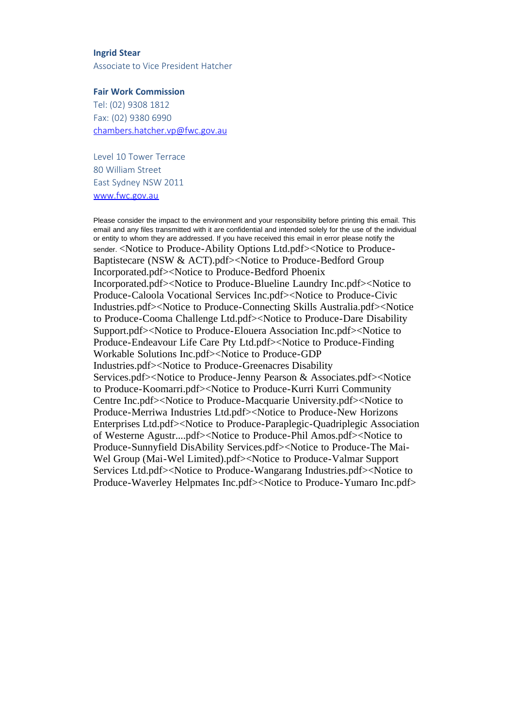**Ingrid Stear**
Associate to Vice President Hatcher

**Fair Work Commission**
Tel: (02) 9308 1812
Fax: (02) 9380 6990
chambers.hatcher.vp@fwc.gov.au

Level 10 Tower Terrace
80 William Street
East Sydney NSW 2011
www.fwc.gov.au

Please consider the impact to the environment and your responsibility before printing this email. This email and any files transmitted with it are confidential and intended solely for the use of the individual or entity to whom they are addressed. If you have received this email in error please notify the sender. <Notice to Produce-Ability Options Ltd.pdf><Notice to Produce-Baptistecare (NSW & ACT).pdf><Notice to Produce-Bedford Group Incorporated.pdf><Notice to Produce-Bedford Phoenix Incorporated.pdf><Notice to Produce-Blueline Laundry Inc.pdf><Notice to Produce-Caloola Vocational Services Inc.pdf><Notice to Produce-Civic Industries.pdf><Notice to Produce-Connecting Skills Australia.pdf><Notice to Produce-Cooma Challenge Ltd.pdf><Notice to Produce-Dare Disability Support.pdf><Notice to Produce-Elouera Association Inc.pdf><Notice to Produce-Endeavour Life Care Pty Ltd.pdf><Notice to Produce-Finding Workable Solutions Inc.pdf><Notice to Produce-GDP Industries.pdf><Notice to Produce-Greenacres Disability Services.pdf><Notice to Produce-Jenny Pearson & Associates.pdf><Notice to Produce-Koomarri.pdf><Notice to Produce-Kurri Kurri Community Centre Inc.pdf><Notice to Produce-Macquarie University.pdf><Notice to Produce-Merriwa Industries Ltd.pdf><Notice to Produce-New Horizons Enterprises Ltd.pdf><Notice to Produce-Paraplegic-Quadriplegic Association of Westerne Agustr....pdf><Notice to Produce-Phil Amos.pdf><Notice to Produce-Sunnyfield DisAbility Services.pdf><Notice to Produce-The Mai-Wel Group (Mai-Wel Limited).pdf><Notice to Produce-Valmar Support Services Ltd.pdf><Notice to Produce-Wangarang Industries.pdf><Notice to Produce-Waverley Helpmates Inc.pdf><Notice to Produce-Yumaro Inc.pdf>